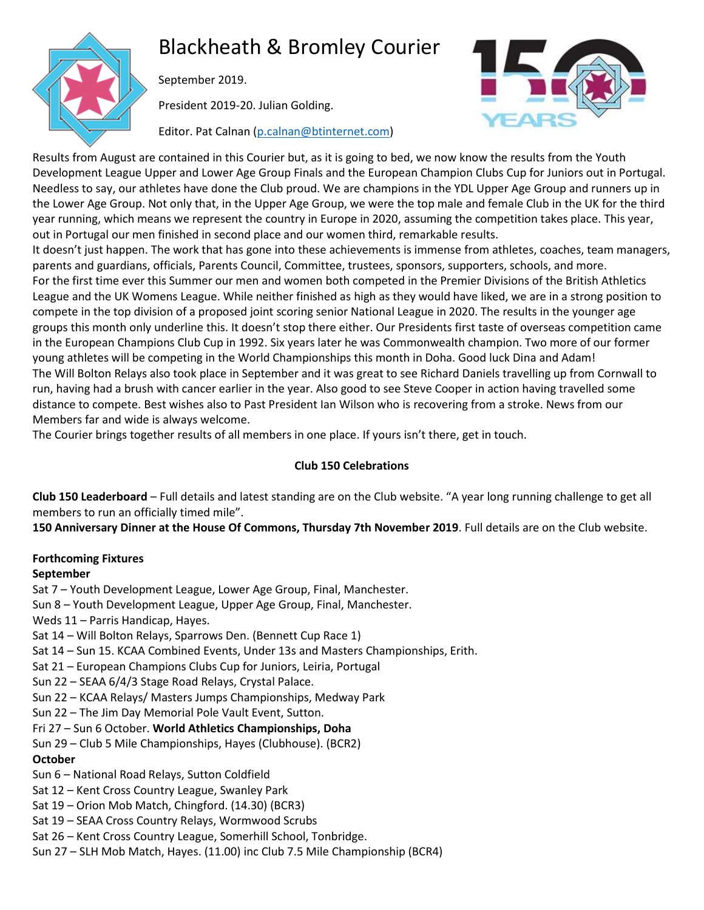# Blackheath & Bromley Courier

September 2019.

President 2019-20. Julian Golding.

Editor. Pat Calnan (p.calnan@btinternet.com)

Results from August are contained in this Courier but, as it is going to bed, we now know the results from the Youth Development League Upper and Lower Age Group Finals and the European Champion Clubs Cup for Juniors out in Portugal. Needless to say, our athletes have done the Club proud. We are champions in the YDL Upper Age Group and runners up in the Lower Age Group. Not only that, in the Upper Age Group, we were the top male and female Club in the UK for the third year running, which means we represent the country in Europe in 2020, assuming the competition takes place. This year, out in Portugal our men finished in second place and our women third, remarkable results.

It doesn't just happen. The work that has gone into these achievements is immense from athletes, coaches, team managers, parents and guardians, officials, Parents Council, Committee, trustees, sponsors, supporters, schools, and more.

For the first time ever this Summer our men and women both competed in the Premier Divisions of the British Athletics League and the UK Womens League. While neither finished as high as they would have liked, we are in a strong position to compete in the top division of a proposed joint scoring senior National League in 2020. The results in the younger age groups this month only underline this. It doesn't stop there either. Our Presidents first taste of overseas competition came in the European Champions Club Cup in 1992. Six years later he was Commonwealth champion. Two more of our former young athletes will be competing in the World Championships this month in Doha. Good luck Dina and Adam!

The Will Bolton Relays also took place in September and it was great to see Richard Daniels travelling up from Cornwall to run, having had a brush with cancer earlier in the year. Also good to see Steve Cooper in action having travelled some distance to compete. Best wishes also to Past President Ian Wilson who is recovering from a stroke. News from our Members far and wide is always welcome.

The Courier brings together results of all members in one place. If yours isn't there, get in touch.

## Club 150 Celebrations

**Club 150 Leaderboard** – Full details and latest standing are on the Club website. "A year long running challenge to get all members to run an officially timed mile".

**150 Anniversary Dinner at the House Of Commons, Thursday 7th November 2019**. Full details are on the Club website.

**Forthcoming Fixtures**

**September**

Sat 7 – Youth Development League, Lower Age Group, Final, Manchester.
Sun 8 – Youth Development League, Upper Age Group, Final, Manchester.
Weds 11 – Parris Handicap, Hayes.
Sat 14 – Will Bolton Relays, Sparrows Den. (Bennett Cup Race 1)
Sat 14 – Sun 15. KCAA Combined Events, Under 13s and Masters Championships, Erith.
Sat 21 – European Champions Clubs Cup for Juniors, Leiria, Portugal
Sun 22 – SEAA 6/4/3 Stage Road Relays, Crystal Palace.
Sun 22 – KCAA Relays/ Masters Jumps Championships, Medway Park
Sun 22 – The Jim Day Memorial Pole Vault Event, Sutton.
Fri 27 – Sun 6 October. **World Athletics Championships, Doha**
Sun 29 – Club 5 Mile Championships, Hayes (Clubhouse). (BCR2)

**October**

Sun 6 – National Road Relays, Sutton Coldfield
Sat 12 – Kent Cross Country League, Swanley Park
Sat 19 – Orion Mob Match, Chingford. (14.30) (BCR3)
Sat 19 – SEAA Cross Country Relays, Wormwood Scrubs
Sat 26 – Kent Cross Country League, Somerhill School, Tonbridge.
Sun 27 – SLH Mob Match, Hayes. (11.00) inc Club 7.5 Mile Championship (BCR4)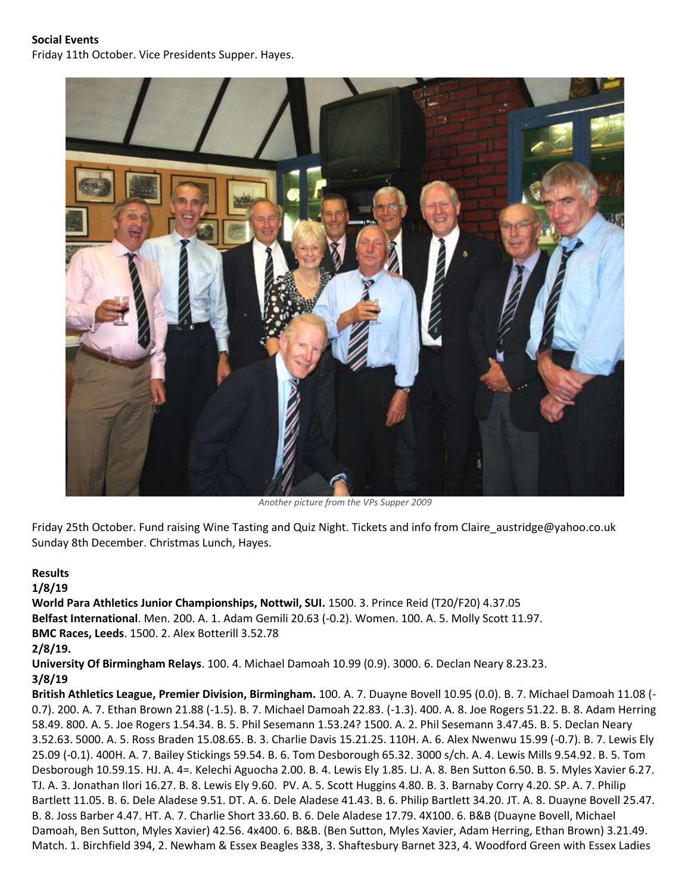**Social Events**

Friday 11th October. Vice Presidents Supper. Hayes.

*Another picture from the VPs Supper 2009*

Friday 25th October. Fund raising Wine Tasting and Quiz Night. Tickets and info from Claire_austridge@yahoo.co.uk

Sunday 8th December. Christmas Lunch, Hayes.

**Results**

**1/8/19**

**World Para Athletics Junior Championships, Nottwil, SUI.** 1500. 3. Prince Reid (T20/F20) 4.37.05

**Belfast International**. Men. 200. A. 1. Adam Gemili 20.63 (-0.2). Women. 100. A. 5. Molly Scott 11.97.

**BMC Races, Leeds**. 1500. 2. Alex Botterill 3.52.78

**2/8/19.**

**University Of Birmingham Relays**. 100. 4. Michael Damoah 10.99 (0.9). 3000. 6. Declan Neary 8.23.23.

**3/8/19**

**British Athletics League, Premier Division, Birmingham.** 100. A. 7. Duayne Bovell 10.95 (0.0). B. 7. Michael Damoah 11.08 (-0.7). 200. A. 7. Ethan Brown 21.88 (-1.5). B. 7. Michael Damoah 22.83. (-1.3). 400. A. 8. Joe Rogers 51.22. B. 8. Adam Herring 58.49. 800. A. 5. Joe Rogers 1.54.34. B. 5. Phil Sesemann 1.53.24? 1500. A. 2. Phil Sesemann 3.47.45. B. 5. Declan Neary 3.52.63. 5000. A. 5. Ross Braden 15.08.65. B. 3. Charlie Davis 15.21.25. 110H. A. 6. Alex Nwenwu 15.99 (-0.7). B. 7. Lewis Ely 25.09 (-0.1). 400H. A. 7. Bailey Stickings 59.54. B. 6. Tom Desborough 65.32. 3000 s/ch. A. 4. Lewis Mills 9.54.92. B. 5. Tom Desborough 10.59.15. HJ. A. 4=. Kelechi Aguocha 2.00. B. 4. Lewis Ely 1.85. LJ. A. 8. Ben Sutton 6.50. B. 5. Myles Xavier 6.27. TJ. A. 3. Jonathan Ilori 16.27. B. 8. Lewis Ely 9.60. PV. A. 5. Scott Huggins 4.80. B. 3. Barnaby Corry 4.20. SP. A. 7. Philip Bartlett 11.05. B. 6. Dele Aladese 9.51. DT. A. 6. Dele Aladese 41.43. B. 6. Philip Bartlett 34.20. JT. A. 8. Duayne Bovell 25.47. B. 8. Joss Barber 4.47. HT. A. 7. Charlie Short 33.60. B. 6. Dele Aladese 17.79. 4X100. 6. B&B (Duayne Bovell, Michael Damoah, Ben Sutton, Myles Xavier) 42.56. 4x400. 6. B&B. (Ben Sutton, Myles Xavier, Adam Herring, Ethan Brown) 3.21.49. Match. 1. Birchfield 394, 2. Newham & Essex Beagles 338, 3. Shaftesbury Barnet 323, 4. Woodford Green with Essex Ladies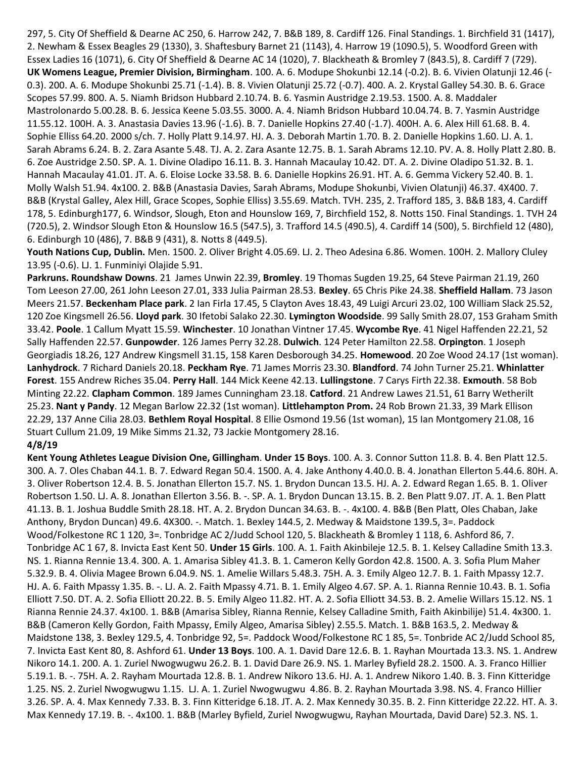297, 5. City Of Sheffield & Dearne AC 250, 6. Harrow 242, 7. B&B 189, 8. Cardiff 126. Final Standings. 1. Birchfield 31 (1417), 2. Newham & Essex Beagles 29 (1330), 3. Shaftesbury Barnet 21 (1143), 4. Harrow 19 (1090.5), 5. Woodford Green with Essex Ladies 16 (1071), 6. City Of Sheffield & Dearne AC 14 (1020), 7. Blackheath & Bromley 7 (843.5), 8. Cardiff 7 (729).

**UK Womens League, Premier Division, Birmingham**. 100. A. 6. Modupe Shokunbi 12.14 (-0.2). B. 6. Vivien Olatunji 12.46 (-0.3). 200. A. 6. Modupe Shokunbi 25.71 (-1.4). B. 8. Vivien Olatunji 25.72 (-0.7). 400. A. 2. Krystal Galley 54.30. B. 6. Grace Scopes 57.99. 800. A. 5. Niamh Bridson Hubbard 2.10.74. B. 6. Yasmin Austridge 2.19.53. 1500. A. 8. Maddaler Mastrolonardo 5.00.28. B. 6. Jessica Keene 5.03.55. 3000. A. 4. Niamh Bridson Hubbard 10.04.74. B. 7. Yasmin Austridge 11.55.12. 100H. A. 3. Anastasia Davies 13.96 (-1.6). B. 7. Danielle Hopkins 27.40 (-1.7). 400H. A. 6. Alex Hill 61.68. B. 4. Sophie Elliss 64.20. 2000 s/ch. 7. Holly Platt 9.14.97. HJ. A. 3. Deborah Martin 1.70. B. 2. Danielle Hopkins 1.60. LJ. A. 1. Sarah Abrams 6.24. B. 2. Zara Asante 5.48. TJ. A. 2. Zara Asante 12.75. B. 1. Sarah Abrams 12.10. PV. A. 8. Holly Platt 2.80. B. 6. Zoe Austridge 2.50. SP. A. 1. Divine Oladipo 16.11. B. 3. Hannah Macaulay 10.42. DT. A. 2. Divine Oladipo 51.32. B. 1. Hannah Macaulay 41.01. JT. A. 6. Eloise Locke 33.58. B. 6. Danielle Hopkins 26.91. HT. A. 6. Gemma Vickery 52.40. B. 1. Molly Walsh 51.94. 4x100. 2. B&B (Anastasia Davies, Sarah Abrams, Modupe Shokunbi, Vivien Olatunji) 46.37. 4X400. 7. B&B (Krystal Galley, Alex Hill, Grace Scopes, Sophie Elliss) 3.55.69. Match. TVH. 235, 2. Trafford 185, 3. B&B 183, 4. Cardiff 178, 5. Edinburgh177, 6. Windsor, Slough, Eton and Hounslow 169, 7, Birchfield 152, 8. Notts 150. Final Standings. 1. TVH 24 (720.5), 2. Windsor Slough Eton & Hounslow 16.5 (547.5), 3. Trafford 14.5 (490.5), 4. Cardiff 14 (500), 5. Birchfield 12 (480), 6. Edinburgh 10 (486), 7. B&B 9 (431), 8. Notts 8 (449.5).

**Youth Nations Cup, Dublin.** Men. 1500. 2. Oliver Bright 4.05.69. LJ. 2. Theo Adesina 6.86. Women. 100H. 2. Mallory Cluley 13.95 (-0.6). LJ. 1. Funminiyi Olajide 5.91.

**Parkruns. Roundshaw Downs**. 21 James Unwin 22.39, **Bromley**. 19 Thomas Sugden 19.25, 64 Steve Pairman 21.19, 260 Tom Leeson 27.00, 261 John Leeson 27.01, 333 Julia Pairman 28.53. **Bexley**. 65 Chris Pike 24.38. **Sheffield Hallam**. 73 Jason Meers 21.57. **Beckenham Place park**. 2 Ian Firla 17.45, 5 Clayton Aves 18.43, 49 Luigi Arcuri 23.02, 100 William Slack 25.52, 120 Zoe Kingsmell 26.56. **Lloyd park**. 30 Ifetobi Salako 22.30. **Lymington Woodside**. 99 Sally Smith 28.07, 153 Graham Smith 33.42. **Poole**. 1 Callum Myatt 15.59. **Winchester**. 10 Jonathan Vintner 17.45. **Wycombe Rye**. 41 Nigel Haffenden 22.21, 52 Sally Haffenden 22.57. **Gunpowder**. 126 James Perry 32.28. **Dulwich**. 124 Peter Hamilton 22.58. **Orpington**. 1 Joseph Georgiadis 18.26, 127 Andrew Kingsmell 31.15, 158 Karen Desborough 34.25. **Homewood**. 20 Zoe Wood 24.17 (1st woman). **Lanhydrock**. 7 Richard Daniels 20.18. **Peckham Rye**. 71 James Morris 23.30. **Blandford**. 74 John Turner 25.21. **Whinlatter Forest**. 155 Andrew Riches 35.04. **Perry Hall**. 144 Mick Keene 42.13. **Lullingstone**. 7 Carys Firth 22.38. **Exmouth**. 58 Bob Minting 22.22. **Clapham Common**. 189 James Cunningham 23.18. **Catford**. 21 Andrew Lawes 21.51, 61 Barry Wetherilt 25.23. **Nant y Pandy**. 12 Megan Barlow 22.32 (1st woman). **Littlehampton Prom.** 24 Rob Brown 21.33, 39 Mark Ellison 22.29, 137 Anne Cilia 28.03. **Bethlem Royal Hospital**. 8 Ellie Osmond 19.56 (1st woman), 15 Ian Montgomery 21.08, 16 Stuart Cullum 21.09, 19 Mike Simms 21.32, 73 Jackie Montgomery 28.16.

**4/8/19**

**Kent Young Athletes League Division One, Gillingham**. **Under 15 Boys**. 100. A. 3. Connor Sutton 11.8. B. 4. Ben Platt 12.5. 300. A. 7. Oles Chaban 44.1. B. 7. Edward Regan 50.4. 1500. A. 4. Jake Anthony 4.40.0. B. 4. Jonathan Ellerton 5.44.6. 80H. A. 3. Oliver Robertson 12.4. B. 5. Jonathan Ellerton 15.7. NS. 1. Brydon Duncan 13.5. HJ. A. 2. Edward Regan 1.65. B. 1. Oliver Robertson 1.50. LJ. A. 8. Jonathan Ellerton 3.56. B. -. SP. A. 1. Brydon Duncan 13.15. B. 2. Ben Platt 9.07. JT. A. 1. Ben Platt 41.13. B. 1. Joshua Buddle Smith 28.18. HT. A. 2. Brydon Duncan 34.63. B. -. 4x100. 4. B&B (Ben Platt, Oles Chaban, Jake Anthony, Brydon Duncan) 49.6. 4X300. -. Match. 1. Bexley 144.5, 2. Medway & Maidstone 139.5, 3=. Paddock Wood/Folkestone RC 1 120, 3=. Tonbridge AC 2/Judd School 120, 5. Blackheath & Bromley 1 118, 6. Ashford 86, 7. Tonbridge AC 1 67, 8. Invicta East Kent 50. **Under 15 Girls**. 100. A. 1. Faith Akinbileje 12.5. B. 1. Kelsey Calladine Smith 13.3. NS. 1. Rianna Rennie 13.4. 300. A. 1. Amarisa Sibley 41.3. B. 1. Cameron Kelly Gordon 42.8. 1500. A. 3. Sofia Plum Maher 5.32.9. B. 4. Olivia Magee Brown 6.04.9. NS. 1. Amelie Willars 5.48.3. 75H. A. 3. Emily Algeo 12.7. B. 1. Faith Mpassy 12.7. HJ. A. 6. Faith Mpassy 1.35. B. -. LJ. A. 2. Faith Mpassy 4.71. B. 1. Emily Algeo 4.67. SP. A. 1. Rianna Rennie 10.43. B. 1. Sofia Elliott 7.50. DT. A. 2. Sofia Elliott 20.22. B. 5. Emily Algeo 11.82. HT. A. 2. Sofia Elliott 34.53. B. 2. Amelie Willars 15.12. NS. 1 Rianna Rennie 24.37. 4x100. 1. B&B (Amarisa Sibley, Rianna Rennie, Kelsey Calladine Smith, Faith Akinbilije) 51.4. 4x300. 1. B&B (Cameron Kelly Gordon, Faith Mpassy, Emily Algeo, Amarisa Sibley) 2.55.5. Match. 1. B&B 163.5, 2. Medway & Maidstone 138, 3. Bexley 129.5, 4. Tonbridge 92, 5=. Paddock Wood/Folkestone RC 1 85, 5=. Tonbride AC 2/Judd School 85, 7. Invicta East Kent 80, 8. Ashford 61. **Under 13 Boys**. 100. A. 1. David Dare 12.6. B. 1. Rayhan Mourtada 13.3. NS. 1. Andrew Nikoro 14.1. 200. A. 1. Zuriel Nwogwugwu 26.2. B. 1. David Dare 26.9. NS. 1. Marley Byfield 28.2. 1500. A. 3. Franco Hillier 5.19.1. B. -. 75H. A. 2. Rayham Mourtada 12.8. B. 1. Andrew Nikoro 13.6. HJ. A. 1. Andrew Nikoro 1.40. B. 3. Finn Kitteridge 1.25. NS. 2. Zuriel Nwogwugwu 1.15. LJ. A. 1. Zuriel Nwogwugwu 4.86. B. 2. Rayhan Mourtada 3.98. NS. 4. Franco Hillier 3.26. SP. A. 4. Max Kennedy 7.33. B. 3. Finn Kitteridge 6.18. JT. A. 2. Max Kennedy 30.35. B. 2. Finn Kitteridge 22.22. HT. A. 3. Max Kennedy 17.19. B. -. 4x100. 1. B&B (Marley Byfield, Zuriel Nwogwugwu, Rayhan Mourtada, David Dare) 52.3. NS. 1.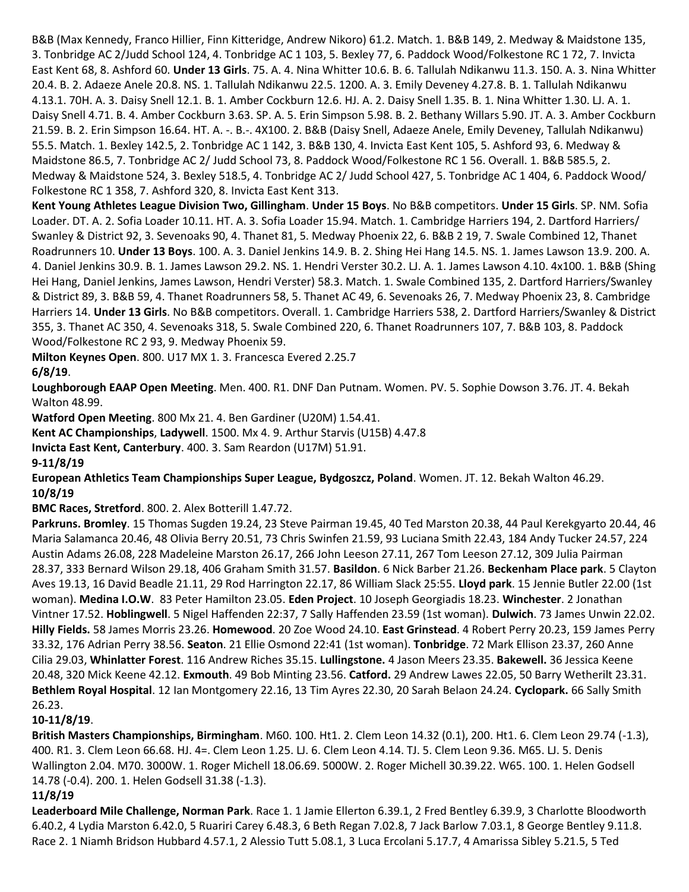B&B (Max Kennedy, Franco Hillier, Finn Kitteridge, Andrew Nikoro) 61.2. Match. 1. B&B 149, 2. Medway & Maidstone 135, 3. Tonbridge AC 2/Judd School 124, 4. Tonbridge AC 1 103, 5. Bexley 77, 6. Paddock Wood/Folkestone RC 1 72, 7. Invicta East Kent 68, 8. Ashford 60. **Under 13 Girls**. 75. A. 4. Nina Whitter 10.6. B. 6. Tallulah Ndikanwu 11.3. 150. A. 3. Nina Whitter 20.4. B. 2. Adaeze Anele 20.8. NS. 1. Tallulah Ndikanwu 22.5. 1200. A. 3. Emily Deveney 4.27.8. B. 1. Tallulah Ndikanwu 4.13.1. 70H. A. 3. Daisy Snell 12.1. B. 1. Amber Cockburn 12.6. HJ. A. 2. Daisy Snell 1.35. B. 1. Nina Whitter 1.30. LJ. A. 1. Daisy Snell 4.71. B. 4. Amber Cockburn 3.63. SP. A. 5. Erin Simpson 5.98. B. 2. Bethany Willars 5.90. JT. A. 3. Amber Cockburn 21.59. B. 2. Erin Simpson 16.64. HT. A. -. B.-. 4X100. 2. B&B (Daisy Snell, Adaeze Anele, Emily Deveney, Tallulah Ndikanwu) 55.5. Match. 1. Bexley 142.5, 2. Tonbridge AC 1 142, 3. B&B 130, 4. Invicta East Kent 105, 5. Ashford 93, 6. Medway & Maidstone 86.5, 7. Tonbridge AC 2/ Judd School 73, 8. Paddock Wood/Folkestone RC 1 56. Overall. 1. B&B 585.5, 2. Medway & Maidstone 524, 3. Bexley 518.5, 4. Tonbridge AC 2/ Judd School 427, 5. Tonbridge AC 1 404, 6. Paddock Wood/ Folkestone RC 1 358, 7. Ashford 320, 8. Invicta East Kent 313.

**Kent Young Athletes League Division Two, Gillingham**. **Under 15 Boys**. No B&B competitors. **Under 15 Girls**. SP. NM. Sofia Loader. DT. A. 2. Sofia Loader 10.11. HT. A. 3. Sofia Loader 15.94. Match. 1. Cambridge Harriers 194, 2. Dartford Harriers/ Swanley & District 92, 3. Sevenoaks 90, 4. Thanet 81, 5. Medway Phoenix 22, 6. B&B 2 19, 7. Swale Combined 12, Thanet Roadrunners 10. **Under 13 Boys**. 100. A. 3. Daniel Jenkins 14.9. B. 2. Shing Hei Hang 14.5. NS. 1. James Lawson 13.9. 200. A. 4. Daniel Jenkins 30.9. B. 1. James Lawson 29.2. NS. 1. Hendri Verster 30.2. LJ. A. 1. James Lawson 4.10. 4x100. 1. B&B (Shing Hei Hang, Daniel Jenkins, James Lawson, Hendri Verster) 58.3. Match. 1. Swale Combined 135, 2. Dartford Harriers/Swanley & District 89, 3. B&B 59, 4. Thanet Roadrunners 58, 5. Thanet AC 49, 6. Sevenoaks 26, 7. Medway Phoenix 23, 8. Cambridge Harriers 14. **Under 13 Girls**. No B&B competitors. Overall. 1. Cambridge Harriers 538, 2. Dartford Harriers/Swanley & District 355, 3. Thanet AC 350, 4. Sevenoaks 318, 5. Swale Combined 220, 6. Thanet Roadrunners 107, 7. B&B 103, 8. Paddock Wood/Folkestone RC 2 93, 9. Medway Phoenix 59.

**Milton Keynes Open**. 800. U17 MX 1. 3. Francesca Evered 2.25.7

**6/8/19**.

**Loughborough EAAP Open Meeting**. Men. 400. R1. DNF Dan Putnam. Women. PV. 5. Sophie Dowson 3.76. JT. 4. Bekah Walton 48.99.

**Watford Open Meeting**. 800 Mx 21. 4. Ben Gardiner (U20M) 1.54.41.

**Kent AC Championships**, **Ladywell**. 1500. Mx 4. 9. Arthur Starvis (U15B) 4.47.8

**Invicta East Kent, Canterbury**. 400. 3. Sam Reardon (U17M) 51.91.

**9-11/8/19**

**European Athletics Team Championships Super League, Bydgoszcz, Poland**. Women. JT. 12. Bekah Walton 46.29.

**10/8/19**

**BMC Races, Stretford**. 800. 2. Alex Botterill 1.47.72.

**Parkruns. Bromley**. 15 Thomas Sugden 19.24, 23 Steve Pairman 19.45, 40 Ted Marston 20.38, 44 Paul Kerekgyarto 20.44, 46 Maria Salamanca 20.46, 48 Olivia Berry 20.51, 73 Chris Swinfen 21.59, 93 Luciana Smith 22.43, 184 Andy Tucker 24.57, 224 Austin Adams 26.08, 228 Madeleine Marston 26.17, 266 John Leeson 27.11, 267 Tom Leeson 27.12, 309 Julia Pairman 28.37, 333 Bernard Wilson 29.18, 406 Graham Smith 31.57. **Basildon**. 6 Nick Barber 21.26. **Beckenham Place park**. 5 Clayton Aves 19.13, 16 David Beadle 21.11, 29 Rod Harrington 22.17, 86 William Slack 25:55. **Lloyd park**. 15 Jennie Butler 22.00 (1st woman). **Medina I.O.W**. 83 Peter Hamilton 23.05. **Eden Project**. 10 Joseph Georgiadis 18.23. **Winchester**. 2 Jonathan Vintner 17.52. **Hoblingwell**. 5 Nigel Haffenden 22:37, 7 Sally Haffenden 23.59 (1st woman). **Dulwich**. 73 James Unwin 22.02. **Hilly Fields.** 58 James Morris 23.26. **Homewood**. 20 Zoe Wood 24.10. **East Grinstead**. 4 Robert Perry 20.23, 159 James Perry 33.32, 176 Adrian Perry 38.56. **Seaton**. 21 Ellie Osmond 22:41 (1st woman). **Tonbridge**. 72 Mark Ellison 23.37, 260 Anne Cilia 29.03, **Whinlatter Forest**. 116 Andrew Riches 35.15. **Lullingstone.** 4 Jason Meers 23.35. **Bakewell.** 36 Jessica Keene 20.48, 320 Mick Keene 42.12. **Exmouth**. 49 Bob Minting 23.56. **Catford.** 29 Andrew Lawes 22.05, 50 Barry Wetherilt 23.31. **Bethlem Royal Hospital**. 12 Ian Montgomery 22.16, 13 Tim Ayres 22.30, 20 Sarah Belaon 24.24. **Cyclopark.** 66 Sally Smith 26.23.

**10-11/8/19**.

**British Masters Championships, Birmingham**. M60. 100. Ht1. 2. Clem Leon 14.32 (0.1), 200. Ht1. 6. Clem Leon 29.74 (-1.3), 400. R1. 3. Clem Leon 66.68. HJ. 4=. Clem Leon 1.25. LJ. 6. Clem Leon 4.14. TJ. 5. Clem Leon 9.36. M65. LJ. 5. Denis Wallington 2.04. M70. 3000W. 1. Roger Michell 18.06.69. 5000W. 2. Roger Michell 30.39.22. W65. 100. 1. Helen Godsell 14.78 (-0.4). 200. 1. Helen Godsell 31.38 (-1.3).

**11/8/19**

**Leaderboard Mile Challenge, Norman Park**. Race 1. 1 Jamie Ellerton 6.39.1, 2 Fred Bentley 6.39.9, 3 Charlotte Bloodworth 6.40.2, 4 Lydia Marston 6.42.0, 5 Ruariri Carey 6.48.3, 6 Beth Regan 7.02.8, 7 Jack Barlow 7.03.1, 8 George Bentley 9.11.8. Race 2. 1 Niamh Bridson Hubbard 4.57.1, 2 Alessio Tutt 5.08.1, 3 Luca Ercolani 5.17.7, 4 Amarissa Sibley 5.21.5, 5 Ted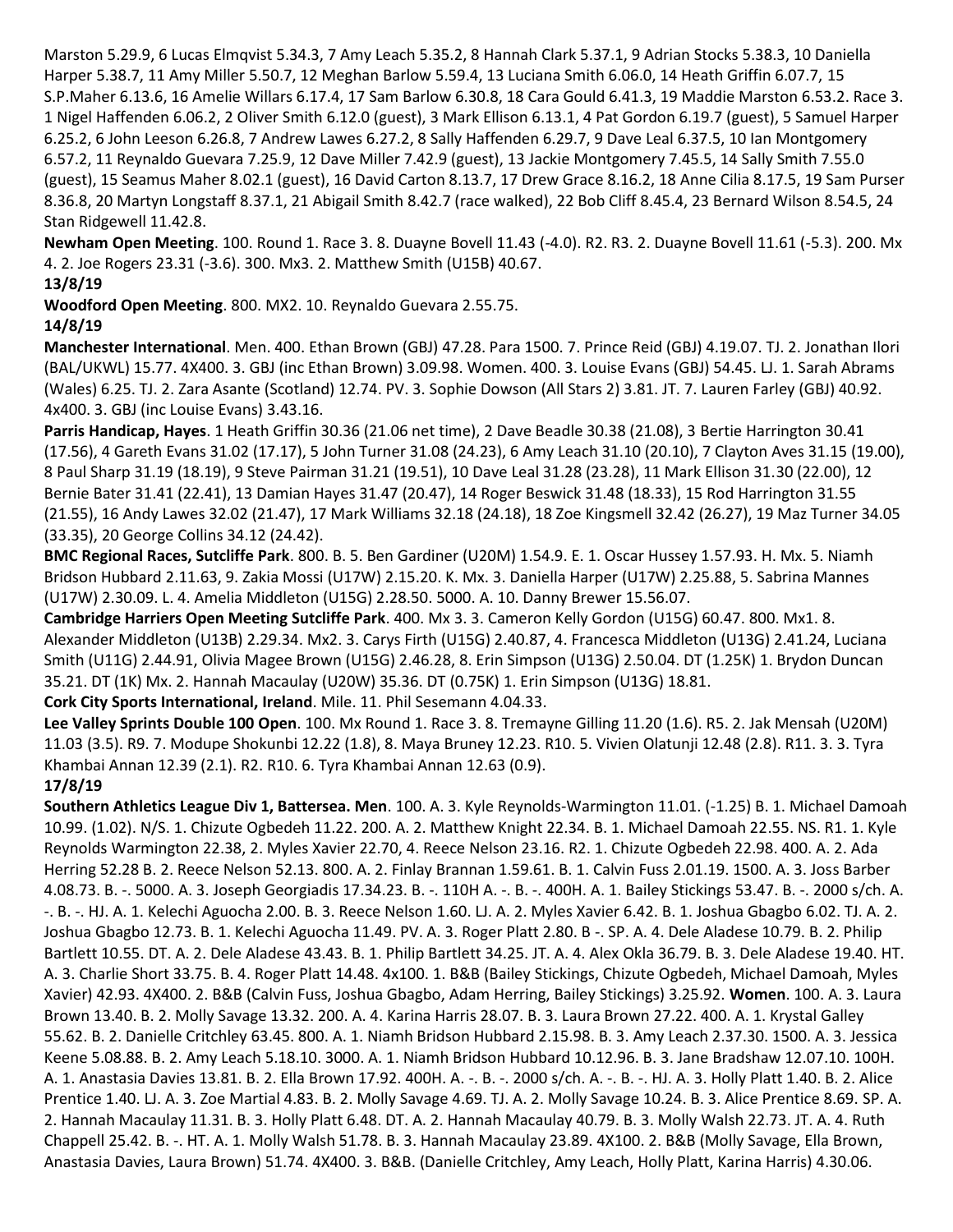Marston 5.29.9, 6 Lucas Elmqvist 5.34.3, 7 Amy Leach 5.35.2, 8 Hannah Clark 5.37.1, 9 Adrian Stocks 5.38.3, 10 Daniella Harper 5.38.7, 11 Amy Miller 5.50.7, 12 Meghan Barlow 5.59.4, 13 Luciana Smith 6.06.0, 14 Heath Griffin 6.07.7, 15 S.P.Maher 6.13.6, 16 Amelie Willars 6.17.4, 17 Sam Barlow 6.30.8, 18 Cara Gould 6.41.3, 19 Maddie Marston 6.53.2. Race 3. 1 Nigel Haffenden 6.06.2, 2 Oliver Smith 6.12.0 (guest), 3 Mark Ellison 6.13.1, 4 Pat Gordon 6.19.7 (guest), 5 Samuel Harper 6.25.2, 6 John Leeson 6.26.8, 7 Andrew Lawes 6.27.2, 8 Sally Haffenden 6.29.7, 9 Dave Leal 6.37.5, 10 Ian Montgomery 6.57.2, 11 Reynaldo Guevara 7.25.9, 12 Dave Miller 7.42.9 (guest), 13 Jackie Montgomery 7.45.5, 14 Sally Smith 7.55.0 (guest), 15 Seamus Maher 8.02.1 (guest), 16 David Carton 8.13.7, 17 Drew Grace 8.16.2, 18 Anne Cilia 8.17.5, 19 Sam Purser 8.36.8, 20 Martyn Longstaff 8.37.1, 21 Abigail Smith 8.42.7 (race walked), 22 Bob Cliff 8.45.4, 23 Bernard Wilson 8.54.5, 24 Stan Ridgewell 11.42.8.

**Newham Open Meeting**. 100. Round 1. Race 3. 8. Duayne Bovell 11.43 (-4.0). R2. R3. 2. Duayne Bovell 11.61 (-5.3). 200. Mx 4. 2. Joe Rogers 23.31 (-3.6). 300. Mx3. 2. Matthew Smith (U15B) 40.67.

**13/8/19**

**Woodford Open Meeting**. 800. MX2. 10. Reynaldo Guevara 2.55.75.

**14/8/19**

**Manchester International**. Men. 400. Ethan Brown (GBJ) 47.28. Para 1500. 7. Prince Reid (GBJ) 4.19.07. TJ. 2. Jonathan Ilori (BAL/UKWL) 15.77. 4X400. 3. GBJ (inc Ethan Brown) 3.09.98. Women. 400. 3. Louise Evans (GBJ) 54.45. LJ. 1. Sarah Abrams (Wales) 6.25. TJ. 2. Zara Asante (Scotland) 12.74. PV. 3. Sophie Dowson (All Stars 2) 3.81. JT. 7. Lauren Farley (GBJ) 40.92. 4x400. 3. GBJ (inc Louise Evans) 3.43.16.

**Parris Handicap, Hayes**. 1 Heath Griffin 30.36 (21.06 net time), 2 Dave Beadle 30.38 (21.08), 3 Bertie Harrington 30.41 (17.56), 4 Gareth Evans 31.02 (17.17), 5 John Turner 31.08 (24.23), 6 Amy Leach 31.10 (20.10), 7 Clayton Aves 31.15 (19.00), 8 Paul Sharp 31.19 (18.19), 9 Steve Pairman 31.21 (19.51), 10 Dave Leal 31.28 (23.28), 11 Mark Ellison 31.30 (22.00), 12 Bernie Bater 31.41 (22.41), 13 Damian Hayes 31.47 (20.47), 14 Roger Beswick 31.48 (18.33), 15 Rod Harrington 31.55 (21.55), 16 Andy Lawes 32.02 (21.47), 17 Mark Williams 32.18 (24.18), 18 Zoe Kingsmell 32.42 (26.27), 19 Maz Turner 34.05 (33.35), 20 George Collins 34.12 (24.42).

**BMC Regional Races, Sutcliffe Park**. 800. B. 5. Ben Gardiner (U20M) 1.54.9. E. 1. Oscar Hussey 1.57.93. H. Mx. 5. Niamh Bridson Hubbard 2.11.63, 9. Zakia Mossi (U17W) 2.15.20. K. Mx. 3. Daniella Harper (U17W) 2.25.88, 5. Sabrina Mannes (U17W) 2.30.09. L. 4. Amelia Middleton (U15G) 2.28.50. 5000. A. 10. Danny Brewer 15.56.07.

**Cambridge Harriers Open Meeting Sutcliffe Park**. 400. Mx 3. 3. Cameron Kelly Gordon (U15G) 60.47. 800. Mx1. 8. Alexander Middleton (U13B) 2.29.34. Mx2. 3. Carys Firth (U15G) 2.40.87, 4. Francesca Middleton (U13G) 2.41.24, Luciana Smith (U11G) 2.44.91, Olivia Magee Brown (U15G) 2.46.28, 8. Erin Simpson (U13G) 2.50.04. DT (1.25K) 1. Brydon Duncan 35.21. DT (1K) Mx. 2. Hannah Macaulay (U20W) 35.36. DT (0.75K) 1. Erin Simpson (U13G) 18.81.

**Cork City Sports International, Ireland**. Mile. 11. Phil Sesemann 4.04.33.

**Lee Valley Sprints Double 100 Open**. 100. Mx Round 1. Race 3. 8. Tremayne Gilling 11.20 (1.6). R5. 2. Jak Mensah (U20M) 11.03 (3.5). R9. 7. Modupe Shokunbi 12.22 (1.8), 8. Maya Bruney 12.23. R10. 5. Vivien Olatunji 12.48 (2.8). R11. 3. 3. Tyra Khambai Annan 12.39 (2.1). R2. R10. 6. Tyra Khambai Annan 12.63 (0.9).

**17/8/19**

**Southern Athletics League Div 1, Battersea. Men**. 100. A. 3. Kyle Reynolds-Warmington 11.01. (-1.25) B. 1. Michael Damoah 10.99. (1.02). N/S. 1. Chizute Ogbedeh 11.22. 200. A. 2. Matthew Knight 22.34. B. 1. Michael Damoah 22.55. NS. R1. 1. Kyle Reynolds Warmington 22.38, 2. Myles Xavier 22.70, 4. Reece Nelson 23.16. R2. 1. Chizute Ogbedeh 22.98. 400. A. 2. Ada Herring 52.28 B. 2. Reece Nelson 52.13. 800. A. 2. Finlay Brannan 1.59.61. B. 1. Calvin Fuss 2.01.19. 1500. A. 3. Joss Barber 4.08.73. B. -. 5000. A. 3. Joseph Georgiadis 17.34.23. B. -. 110H A. -. B. -. 400H. A. 1. Bailey Stickings 53.47. B. -. 2000 s/ch. A. -. B. -. HJ. A. 1. Kelechi Aguocha 2.00. B. 3. Reece Nelson 1.60. LJ. A. 2. Myles Xavier 6.42. B. 1. Joshua Gbagbo 6.02. TJ. A. 2. Joshua Gbagbo 12.73. B. 1. Kelechi Aguocha 11.49. PV. A. 3. Roger Platt 2.80. B -. SP. A. 4. Dele Aladese 10.79. B. 2. Philip Bartlett 10.55. DT. A. 2. Dele Aladese 43.43. B. 1. Philip Bartlett 34.25. JT. A. 4. Alex Okla 36.79. B. 3. Dele Aladese 19.40. HT. A. 3. Charlie Short 33.75. B. 4. Roger Platt 14.48. 4x100. 1. B&B (Bailey Stickings, Chizute Ogbedeh, Michael Damoah, Myles Xavier) 42.93. 4X400. 2. B&B (Calvin Fuss, Joshua Gbagbo, Adam Herring, Bailey Stickings) 3.25.92. **Women**. 100. A. 3. Laura Brown 13.40. B. 2. Molly Savage 13.32. 200. A. 4. Karina Harris 28.07. B. 3. Laura Brown 27.22. 400. A. 1. Krystal Galley 55.62. B. 2. Danielle Critchley 63.45. 800. A. 1. Niamh Bridson Hubbard 2.15.98. B. 3. Amy Leach 2.37.30. 1500. A. 3. Jessica Keene 5.08.88. B. 2. Amy Leach 5.18.10. 3000. A. 1. Niamh Bridson Hubbard 10.12.96. B. 3. Jane Bradshaw 12.07.10. 100H. A. 1. Anastasia Davies 13.81. B. 2. Ella Brown 17.92. 400H. A. -. B. -. 2000 s/ch. A. -. B. -. HJ. A. 3. Holly Platt 1.40. B. 2. Alice Prentice 1.40. LJ. A. 3. Zoe Martial 4.83. B. 2. Molly Savage 4.69. TJ. A. 2. Molly Savage 10.24. B. 3. Alice Prentice 8.69. SP. A. 2. Hannah Macaulay 11.31. B. 3. Holly Platt 6.48. DT. A. 2. Hannah Macaulay 40.79. B. 3. Molly Walsh 22.73. JT. A. 4. Ruth Chappell 25.42. B. -. HT. A. 1. Molly Walsh 51.78. B. 3. Hannah Macaulay 23.89. 4X100. 2. B&B (Molly Savage, Ella Brown, Anastasia Davies, Laura Brown) 51.74. 4X400. 3. B&B. (Danielle Critchley, Amy Leach, Holly Platt, Karina Harris) 4.30.06.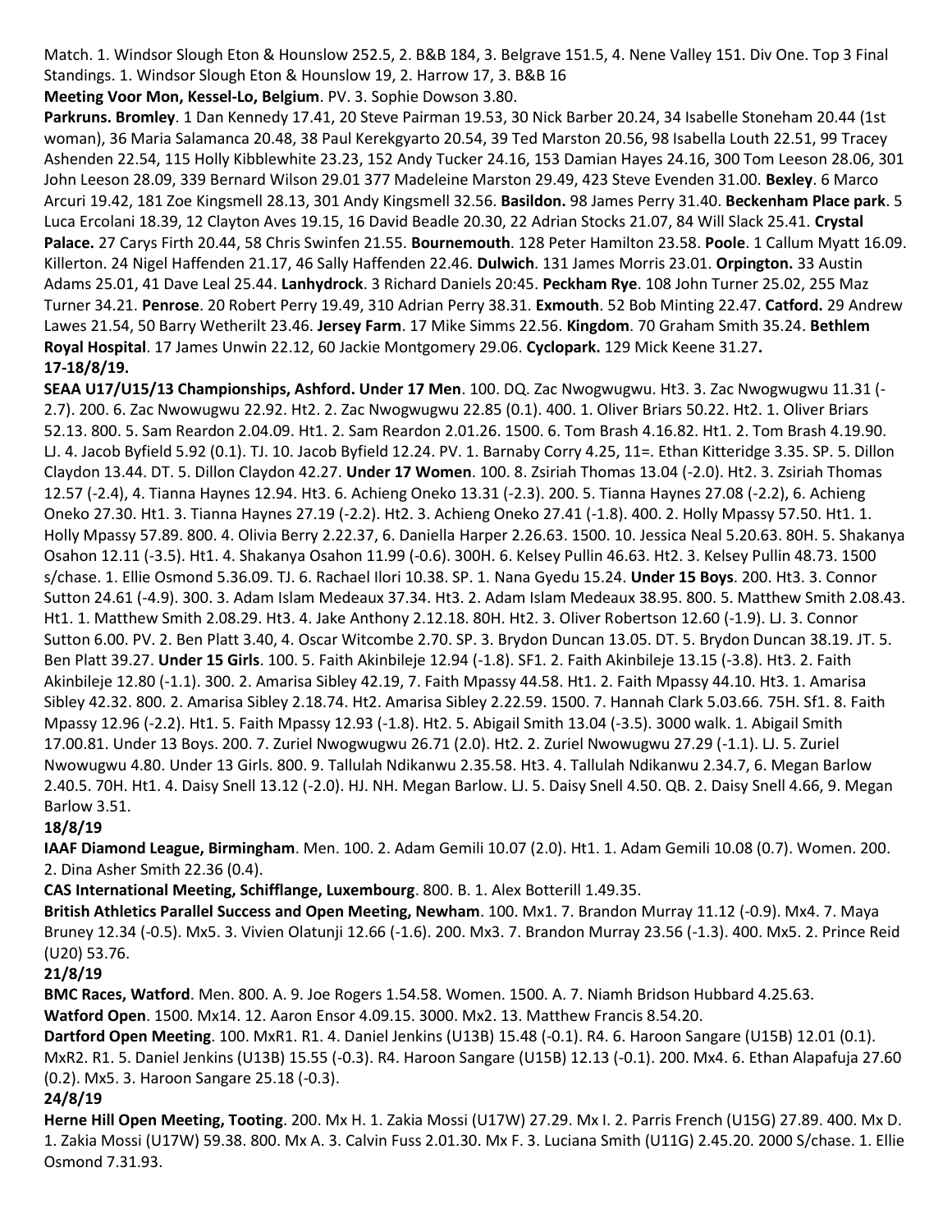Match. 1. Windsor Slough Eton & Hounslow 252.5, 2. B&B 184, 3. Belgrave 151.5, 4. Nene Valley 151. Div One. Top 3 Final Standings. 1. Windsor Slough Eton & Hounslow 19, 2. Harrow 17, 3. B&B 16

**Meeting Voor Mon, Kessel-Lo, Belgium**. PV. 3. Sophie Dowson 3.80.

**Parkruns. Bromley**. 1 Dan Kennedy 17.41, 20 Steve Pairman 19.53, 30 Nick Barber 20.24, 34 Isabelle Stoneham 20.44 (1st woman), 36 Maria Salamanca 20.48, 38 Paul Kerekgyarto 20.54, 39 Ted Marston 20.56, 98 Isabella Louth 22.51, 99 Tracey Ashenden 22.54, 115 Holly Kibblewhite 23.23, 152 Andy Tucker 24.16, 153 Damian Hayes 24.16, 300 Tom Leeson 28.06, 301 John Leeson 28.09, 339 Bernard Wilson 29.01 377 Madeleine Marston 29.49, 423 Steve Evenden 31.00. **Bexley**. 6 Marco Arcuri 19.42, 181 Zoe Kingsmell 28.13, 301 Andy Kingsmell 32.56. **Basildon.** 98 James Perry 31.40. **Beckenham Place park**. 5 Luca Ercolani 18.39, 12 Clayton Aves 19.15, 16 David Beadle 20.30, 22 Adrian Stocks 21.07, 84 Will Slack 25.41. **Crystal Palace.** 27 Carys Firth 20.44, 58 Chris Swinfen 21.55. **Bournemouth**. 128 Peter Hamilton 23.58. **Poole**. 1 Callum Myatt 16.09. Killerton. 24 Nigel Haffenden 21.17, 46 Sally Haffenden 22.46. **Dulwich**. 131 James Morris 23.01. **Orpington.** 33 Austin Adams 25.01, 41 Dave Leal 25.44. **Lanhydrock**. 3 Richard Daniels 20:45. **Peckham Rye**. 108 John Turner 25.02, 255 Maz Turner 34.21. **Penrose**. 20 Robert Perry 19.49, 310 Adrian Perry 38.31. **Exmouth**. 52 Bob Minting 22.47. **Catford.** 29 Andrew Lawes 21.54, 50 Barry Wetherilt 23.46. **Jersey Farm**. 17 Mike Simms 22.56. **Kingdom**. 70 Graham Smith 35.24. **Bethlem Royal Hospital**. 17 James Unwin 22.12, 60 Jackie Montgomery 29.06. **Cyclopark.** 129 Mick Keene 31.27**.**

**17-18/8/19.**

**SEAA U17/U15/13 Championships, Ashford. Under 17 Men**. 100. DQ. Zac Nwogwugwu. Ht3. 3. Zac Nwogwugwu 11.31 (-2.7). 200. 6. Zac Nwowugwu 22.92. Ht2. 2. Zac Nwogwugwu 22.85 (0.1). 400. 1. Oliver Briars 50.22. Ht2. 1. Oliver Briars 52.13. 800. 5. Sam Reardon 2.04.09. Ht1. 2. Sam Reardon 2.01.26. 1500. 6. Tom Brash 4.16.82. Ht1. 2. Tom Brash 4.19.90. LJ. 4. Jacob Byfield 5.92 (0.1). TJ. 10. Jacob Byfield 12.24. PV. 1. Barnaby Corry 4.25, 11=. Ethan Kitteridge 3.35. SP. 5. Dillon Claydon 13.44. DT. 5. Dillon Claydon 42.27. **Under 17 Women**. 100. 8. Zsiriah Thomas 13.04 (-2.0). Ht2. 3. Zsiriah Thomas 12.57 (-2.4), 4. Tianna Haynes 12.94. Ht3. 6. Achieng Oneko 13.31 (-2.3). 200. 5. Tianna Haynes 27.08 (-2.2), 6. Achieng Oneko 27.30. Ht1. 3. Tianna Haynes 27.19 (-2.2). Ht2. 3. Achieng Oneko 27.41 (-1.8). 400. 2. Holly Mpassy 57.50. Ht1. 1. Holly Mpassy 57.89. 800. 4. Olivia Berry 2.22.37, 6. Daniella Harper 2.26.63. 1500. 10. Jessica Neal 5.20.63. 80H. 5. Shakanya Osahon 12.11 (-3.5). Ht1. 4. Shakanya Osahon 11.99 (-0.6). 300H. 6. Kelsey Pullin 46.63. Ht2. 3. Kelsey Pullin 48.73. 1500 s/chase. 1. Ellie Osmond 5.36.09. TJ. 6. Rachael Ilori 10.38. SP. 1. Nana Gyedu 15.24. **Under 15 Boys**. 200. Ht3. 3. Connor Sutton 24.61 (-4.9). 300. 3. Adam Islam Medeaux 37.34. Ht3. 2. Adam Islam Medeaux 38.95. 800. 5. Matthew Smith 2.08.43. Ht1. 1. Matthew Smith 2.08.29. Ht3. 4. Jake Anthony 2.12.18. 80H. Ht2. 3. Oliver Robertson 12.60 (-1.9). LJ. 3. Connor Sutton 6.00. PV. 2. Ben Platt 3.40, 4. Oscar Witcombe 2.70. SP. 3. Brydon Duncan 13.05. DT. 5. Brydon Duncan 38.19. JT. 5. Ben Platt 39.27. **Under 15 Girls**. 100. 5. Faith Akinbileje 12.94 (-1.8). SF1. 2. Faith Akinbileje 13.15 (-3.8). Ht3. 2. Faith Akinbileje 12.80 (-1.1). 300. 2. Amarisa Sibley 42.19, 7. Faith Mpassy 44.58. Ht1. 2. Faith Mpassy 44.10. Ht3. 1. Amarisa Sibley 42.32. 800. 2. Amarisa Sibley 2.18.74. Ht2. Amarisa Sibley 2.22.59. 1500. 7. Hannah Clark 5.03.66. 75H. Sf1. 8. Faith Mpassy 12.96 (-2.2). Ht1. 5. Faith Mpassy 12.93 (-1.8). Ht2. 5. Abigail Smith 13.04 (-3.5). 3000 walk. 1. Abigail Smith 17.00.81. Under 13 Boys. 200. 7. Zuriel Nwogwugwu 26.71 (2.0). Ht2. 2. Zuriel Nwowugwu 27.29 (-1.1). LJ. 5. Zuriel Nwowugwu 4.80. Under 13 Girls. 800. 9. Tallulah Ndikanwu 2.35.58. Ht3. 4. Tallulah Ndikanwu 2.34.7, 6. Megan Barlow 2.40.5. 70H. Ht1. 4. Daisy Snell 13.12 (-2.0). HJ. NH. Megan Barlow. LJ. 5. Daisy Snell 4.50. QB. 2. Daisy Snell 4.66, 9. Megan Barlow 3.51.

**18/8/19**

**IAAF Diamond League, Birmingham**. Men. 100. 2. Adam Gemili 10.07 (2.0). Ht1. 1. Adam Gemili 10.08 (0.7). Women. 200. 2. Dina Asher Smith 22.36 (0.4).

**CAS International Meeting, Schifflange, Luxembourg**. 800. B. 1. Alex Botterill 1.49.35.

**British Athletics Parallel Success and Open Meeting, Newham**. 100. Mx1. 7. Brandon Murray 11.12 (-0.9). Mx4. 7. Maya Bruney 12.34 (-0.5). Mx5. 3. Vivien Olatunji 12.66 (-1.6). 200. Mx3. 7. Brandon Murray 23.56 (-1.3). 400. Mx5. 2. Prince Reid (U20) 53.76.

**21/8/19**

**BMC Races, Watford**. Men. 800. A. 9. Joe Rogers 1.54.58. Women. 1500. A. 7. Niamh Bridson Hubbard 4.25.63.

**Watford Open**. 1500. Mx14. 12. Aaron Ensor 4.09.15. 3000. Mx2. 13. Matthew Francis 8.54.20.

**Dartford Open Meeting**. 100. MxR1. R1. 4. Daniel Jenkins (U13B) 15.48 (-0.1). R4. 6. Haroon Sangare (U15B) 12.01 (0.1). MxR2. R1. 5. Daniel Jenkins (U13B) 15.55 (-0.3). R4. Haroon Sangare (U15B) 12.13 (-0.1). 200. Mx4. 6. Ethan Alapafuja 27.60 (0.2). Mx5. 3. Haroon Sangare 25.18 (-0.3).

**24/8/19**

**Herne Hill Open Meeting, Tooting**. 200. Mx H. 1. Zakia Mossi (U17W) 27.29. Mx I. 2. Parris French (U15G) 27.89. 400. Mx D. 1. Zakia Mossi (U17W) 59.38. 800. Mx A. 3. Calvin Fuss 2.01.30. Mx F. 3. Luciana Smith (U11G) 2.45.20. 2000 S/chase. 1. Ellie Osmond 7.31.93.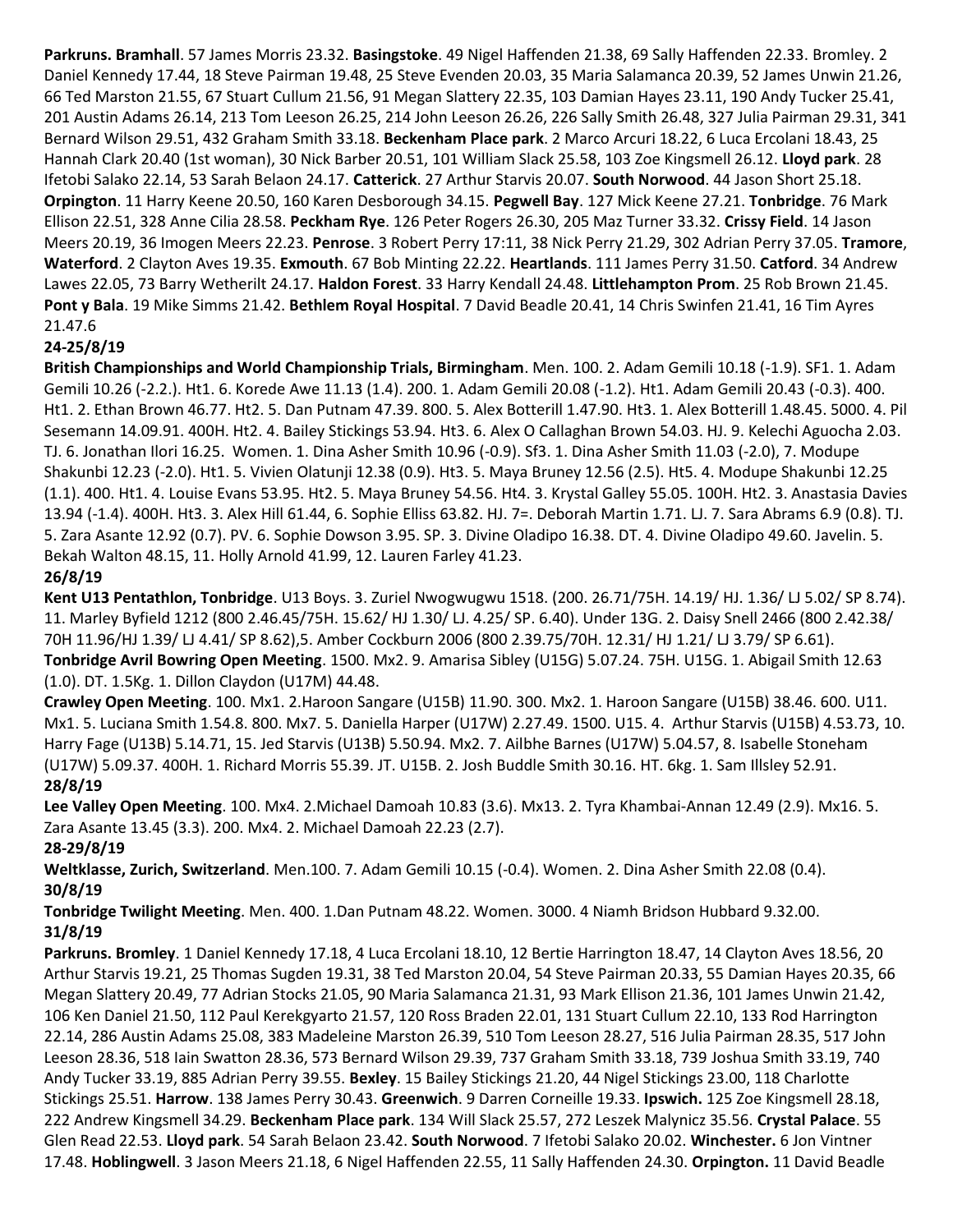**Parkruns. Bramhall**. 57 James Morris 23.32. **Basingstoke**. 49 Nigel Haffenden 21.38, 69 Sally Haffenden 22.33. Bromley. 2 Daniel Kennedy 17.44, 18 Steve Pairman 19.48, 25 Steve Evenden 20.03, 35 Maria Salamanca 20.39, 52 James Unwin 21.26, 66 Ted Marston 21.55, 67 Stuart Cullum 21.56, 91 Megan Slattery 22.35, 103 Damian Hayes 23.11, 190 Andy Tucker 25.41, 201 Austin Adams 26.14, 213 Tom Leeson 26.25, 214 John Leeson 26.26, 226 Sally Smith 26.48, 327 Julia Pairman 29.31, 341 Bernard Wilson 29.51, 432 Graham Smith 33.18. **Beckenham Place park**. 2 Marco Arcuri 18.22, 6 Luca Ercolani 18.43, 25 Hannah Clark 20.40 (1st woman), 30 Nick Barber 20.51, 101 William Slack 25.58, 103 Zoe Kingsmell 26.12. **Lloyd park**. 28 Ifetobi Salako 22.14, 53 Sarah Belaon 24.17. **Catterick**. 27 Arthur Starvis 20.07. **South Norwood**. 44 Jason Short 25.18. **Orpington**. 11 Harry Keene 20.50, 160 Karen Desborough 34.15. **Pegwell Bay**. 127 Mick Keene 27.21. **Tonbridge**. 76 Mark Ellison 22.51, 328 Anne Cilia 28.58. **Peckham Rye**. 126 Peter Rogers 26.30, 205 Maz Turner 33.32. **Crissy Field**. 14 Jason Meers 20.19, 36 Imogen Meers 22.23. **Penrose**. 3 Robert Perry 17:11, 38 Nick Perry 21.29, 302 Adrian Perry 37.05. **Tramore**, **Waterford**. 2 Clayton Aves 19.35. **Exmouth**. 67 Bob Minting 22.22. **Heartlands**. 111 James Perry 31.50. **Catford**. 34 Andrew Lawes 22.05, 73 Barry Wetherilt 24.17. **Haldon Forest**. 33 Harry Kendall 24.48. **Littlehampton Prom**. 25 Rob Brown 21.45. **Pont y Bala**. 19 Mike Simms 21.42. **Bethlem Royal Hospital**. 7 David Beadle 20.41, 14 Chris Swinfen 21.41, 16 Tim Ayres 21.47.6

**24-25/8/19**

**British Championships and World Championship Trials, Birmingham**. Men. 100. 2. Adam Gemili 10.18 (-1.9). SF1. 1. Adam Gemili 10.26 (-2.2.). Ht1. 6. Korede Awe 11.13 (1.4). 200. 1. Adam Gemili 20.08 (-1.2). Ht1. Adam Gemili 20.43 (-0.3). 400. Ht1. 2. Ethan Brown 46.77. Ht2. 5. Dan Putnam 47.39. 800. 5. Alex Botterill 1.47.90. Ht3. 1. Alex Botterill 1.48.45. 5000. 4. Pil Sesemann 14.09.91. 400H. Ht2. 4. Bailey Stickings 53.94. Ht3. 6. Alex O Callaghan Brown 54.03. HJ. 9. Kelechi Aguocha 2.03. TJ. 6. Jonathan Ilori 16.25. Women. 1. Dina Asher Smith 10.96 (-0.9). Sf3. 1. Dina Asher Smith 11.03 (-2.0), 7. Modupe Shakunbi 12.23 (-2.0). Ht1. 5. Vivien Olatunji 12.38 (0.9). Ht3. 5. Maya Bruney 12.56 (2.5). Ht5. 4. Modupe Shakunbi 12.25 (1.1). 400. Ht1. 4. Louise Evans 53.95. Ht2. 5. Maya Bruney 54.56. Ht4. 3. Krystal Galley 55.05. 100H. Ht2. 3. Anastasia Davies 13.94 (-1.4). 400H. Ht3. 3. Alex Hill 61.44, 6. Sophie Elliss 63.82. HJ. 7=. Deborah Martin 1.71. LJ. 7. Sara Abrams 6.9 (0.8). TJ. 5. Zara Asante 12.92 (0.7). PV. 6. Sophie Dowson 3.95. SP. 3. Divine Oladipo 16.38. DT. 4. Divine Oladipo 49.60. Javelin. 5. Bekah Walton 48.15, 11. Holly Arnold 41.99, 12. Lauren Farley 41.23.

**26/8/19**

**Kent U13 Pentathlon, Tonbridge**. U13 Boys. 3. Zuriel Nwogwugwu 1518. (200. 26.71/75H. 14.19/ HJ. 1.36/ LJ 5.02/ SP 8.74). 11. Marley Byfield 1212 (800 2.46.45/75H. 15.62/ HJ 1.30/ LJ. 4.25/ SP. 6.40). Under 13G. 2. Daisy Snell 2466 (800 2.42.38/ 70H 11.96/HJ 1.39/ LJ 4.41/ SP 8.62),5. Amber Cockburn 2006 (800 2.39.75/70H. 12.31/ HJ 1.21/ LJ 3.79/ SP 6.61).
**Tonbridge Avril Bowring Open Meeting**. 1500. Mx2. 9. Amarisa Sibley (U15G) 5.07.24. 75H. U15G. 1. Abigail Smith 12.63 (1.0). DT. 1.5Kg. 1. Dillon Claydon (U17M) 44.48.
**Crawley Open Meeting**. 100. Mx1. 2.Haroon Sangare (U15B) 11.90. 300. Mx2. 1. Haroon Sangare (U15B) 38.46. 600. U11. Mx1. 5. Luciana Smith 1.54.8. 800. Mx7. 5. Daniella Harper (U17W) 2.27.49. 1500. U15. 4. Arthur Starvis (U15B) 4.53.73, 10. Harry Fage (U13B) 5.14.71, 15. Jed Starvis (U13B) 5.50.94. Mx2. 7. Ailbhe Barnes (U17W) 5.04.57, 8. Isabelle Stoneham (U17W) 5.09.37. 400H. 1. Richard Morris 55.39. JT. U15B. 2. Josh Buddle Smith 30.16. HT. 6kg. 1. Sam Illsley 52.91.

**28/8/19**

**Lee Valley Open Meeting**. 100. Mx4. 2.Michael Damoah 10.83 (3.6). Mx13. 2. Tyra Khambai-Annan 12.49 (2.9). Mx16. 5. Zara Asante 13.45 (3.3). 200. Mx4. 2. Michael Damoah 22.23 (2.7).

**28-29/8/19**

**Weltklasse, Zurich, Switzerland**. Men.100. 7. Adam Gemili 10.15 (-0.4). Women. 2. Dina Asher Smith 22.08 (0.4).

**30/8/19**

**Tonbridge Twilight Meeting**. Men. 400. 1.Dan Putnam 48.22. Women. 3000. 4 Niamh Bridson Hubbard 9.32.00.

**31/8/19**

**Parkruns. Bromley**. 1 Daniel Kennedy 17.18, 4 Luca Ercolani 18.10, 12 Bertie Harrington 18.47, 14 Clayton Aves 18.56, 20 Arthur Starvis 19.21, 25 Thomas Sugden 19.31, 38 Ted Marston 20.04, 54 Steve Pairman 20.33, 55 Damian Hayes 20.35, 66 Megan Slattery 20.49, 77 Adrian Stocks 21.05, 90 Maria Salamanca 21.31, 93 Mark Ellison 21.36, 101 James Unwin 21.42, 106 Ken Daniel 21.50, 112 Paul Kerekgyarto 21.57, 120 Ross Braden 22.01, 131 Stuart Cullum 22.10, 133 Rod Harrington 22.14, 286 Austin Adams 25.08, 383 Madeleine Marston 26.39, 510 Tom Leeson 28.27, 516 Julia Pairman 28.35, 517 John Leeson 28.36, 518 Iain Swatton 28.36, 573 Bernard Wilson 29.39, 737 Graham Smith 33.18, 739 Joshua Smith 33.19, 740 Andy Tucker 33.19, 885 Adrian Perry 39.55. **Bexley**. 15 Bailey Stickings 21.20, 44 Nigel Stickings 23.00, 118 Charlotte Stickings 25.51. **Harrow**. 138 James Perry 30.43. **Greenwich**. 9 Darren Corneille 19.33. **Ipswich.** 125 Zoe Kingsmell 28.18, 222 Andrew Kingsmell 34.29. **Beckenham Place park**. 134 Will Slack 25.57, 272 Leszek Malynicz 35.56. **Crystal Palace**. 55 Glen Read 22.53. **Lloyd park**. 54 Sarah Belaon 23.42. **South Norwood**. 7 Ifetobi Salako 20.02. **Winchester.** 6 Jon Vintner 17.48. **Hoblingwell**. 3 Jason Meers 21.18, 6 Nigel Haffenden 22.55, 11 Sally Haffenden 24.30. **Orpington.** 11 David Beadle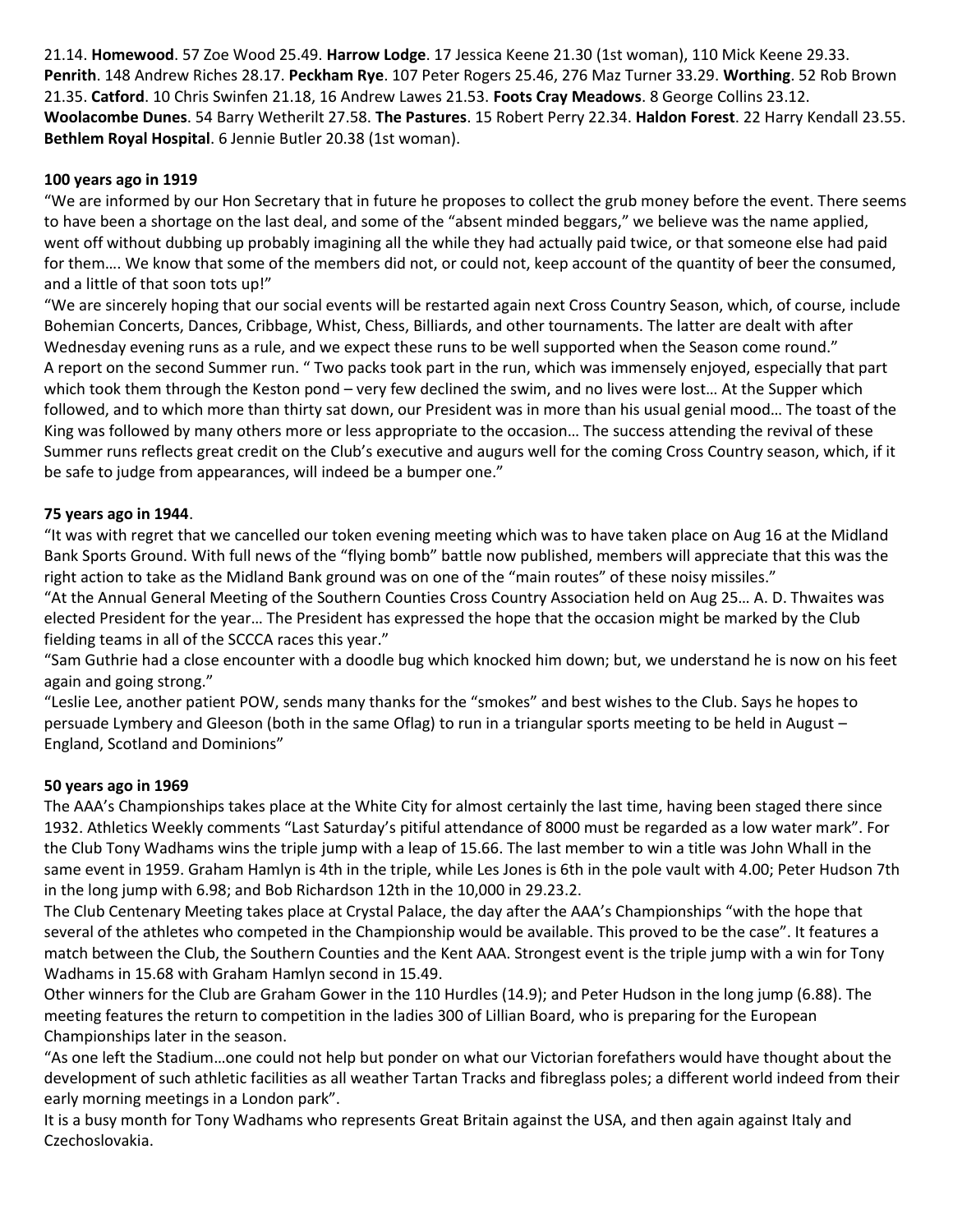21.14. **Homewood**. 57 Zoe Wood 25.49. **Harrow Lodge**. 17 Jessica Keene 21.30 (1st woman), 110 Mick Keene 29.33. **Penrith**. 148 Andrew Riches 28.17. **Peckham Rye**. 107 Peter Rogers 25.46, 276 Maz Turner 33.29. **Worthing**. 52 Rob Brown 21.35. **Catford**. 10 Chris Swinfen 21.18, 16 Andrew Lawes 21.53. **Foots Cray Meadows**. 8 George Collins 23.12. **Woolacombe Dunes**. 54 Barry Wetherilt 27.58. **The Pastures**. 15 Robert Perry 22.34. **Haldon Forest**. 22 Harry Kendall 23.55. **Bethlem Royal Hospital**. 6 Jennie Butler 20.38 (1st woman).

**100 years ago in 1919**

"We are informed by our Hon Secretary that in future he proposes to collect the grub money before the event. There seems to have been a shortage on the last deal, and some of the "absent minded beggars," we believe was the name applied, went off without dubbing up probably imagining all the while they had actually paid twice, or that someone else had paid for them…. We know that some of the members did not, or could not, keep account of the quantity of beer the consumed, and a little of that soon tots up!"

"We are sincerely hoping that our social events will be restarted again next Cross Country Season, which, of course, include Bohemian Concerts, Dances, Cribbage, Whist, Chess, Billiards, and other tournaments. The latter are dealt with after Wednesday evening runs as a rule, and we expect these runs to be well supported when the Season come round."

A report on the second Summer run. " Two packs took part in the run, which was immensely enjoyed, especially that part which took them through the Keston pond – very few declined the swim, and no lives were lost… At the Supper which followed, and to which more than thirty sat down, our President was in more than his usual genial mood… The toast of the King was followed by many others more or less appropriate to the occasion… The success attending the revival of these Summer runs reflects great credit on the Club's executive and augurs well for the coming Cross Country season, which, if it be safe to judge from appearances, will indeed be a bumper one."

**75 years ago in 1944**.

"It was with regret that we cancelled our token evening meeting which was to have taken place on Aug 16 at the Midland Bank Sports Ground. With full news of the "flying bomb" battle now published, members will appreciate that this was the right action to take as the Midland Bank ground was on one of the "main routes" of these noisy missiles."

"At the Annual General Meeting of the Southern Counties Cross Country Association held on Aug 25… A. D. Thwaites was elected President for the year… The President has expressed the hope that the occasion might be marked by the Club fielding teams in all of the SCCCA races this year."

"Sam Guthrie had a close encounter with a doodle bug which knocked him down; but, we understand he is now on his feet again and going strong."

"Leslie Lee, another patient POW, sends many thanks for the "smokes" and best wishes to the Club. Says he hopes to persuade Lymbery and Gleeson (both in the same Oflag) to run in a triangular sports meeting to be held in August – England, Scotland and Dominions"

**50 years ago in 1969**

The AAA's Championships takes place at the White City for almost certainly the last time, having been staged there since 1932. Athletics Weekly comments "Last Saturday's pitiful attendance of 8000 must be regarded as a low water mark". For the Club Tony Wadhams wins the triple jump with a leap of 15.66. The last member to win a title was John Whall in the same event in 1959. Graham Hamlyn is 4th in the triple, while Les Jones is 6th in the pole vault with 4.00; Peter Hudson 7th in the long jump with 6.98; and Bob Richardson 12th in the 10,000 in 29.23.2.

The Club Centenary Meeting takes place at Crystal Palace, the day after the AAA's Championships "with the hope that several of the athletes who competed in the Championship would be available. This proved to be the case". It features a match between the Club, the Southern Counties and the Kent AAA. Strongest event is the triple jump with a win for Tony Wadhams in 15.68 with Graham Hamlyn second in 15.49.

Other winners for the Club are Graham Gower in the 110 Hurdles (14.9); and Peter Hudson in the long jump (6.88). The meeting features the return to competition in the ladies 300 of Lillian Board, who is preparing for the European Championships later in the season.

"As one left the Stadium…one could not help but ponder on what our Victorian forefathers would have thought about the development of such athletic facilities as all weather Tartan Tracks and fibreglass poles; a different world indeed from their early morning meetings in a London park".

It is a busy month for Tony Wadhams who represents Great Britain against the USA, and then again against Italy and Czechoslovakia.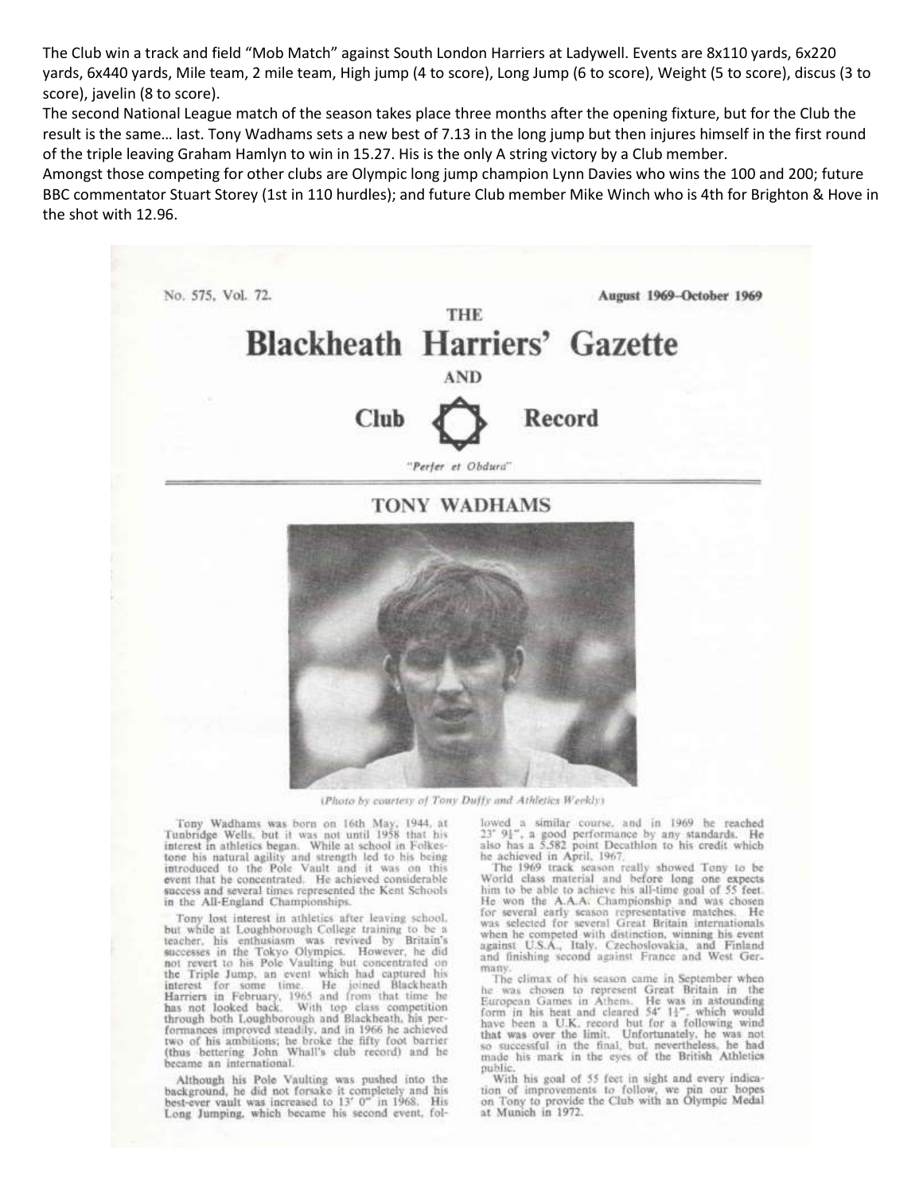The Club win a track and field "Mob Match" against South London Harriers at Ladywell. Events are 8x110 yards, 6x220 yards, 6x440 yards, Mile team, 2 mile team, High jump (4 to score), Long Jump (6 to score), Weight (5 to score), discus (3 to score), javelin (8 to score).

The second National League match of the season takes place three months after the opening fixture, but for the Club the result is the same… last. Tony Wadhams sets a new best of 7.13 in the long jump but then injures himself in the first round of the triple leaving Graham Hamlyn to win in 15.27. His is the only A string victory by a Club member.

Amongst those competing for other clubs are Olympic long jump champion Lynn Davies who wins the 100 and 200; future BBC commentator Stuart Storey (1st in 110 hurdles); and future Club member Mike Winch who is 4th for Brighton & Hove in the shot with 12.96.

No. 575, Vol. 72. August 1969–October 1969

# THE Blackheath Harriers' Gazette AND Club Record

*"Perfer et Obdura"*

## TONY WADHAMS

*(Photo by courtesy of Tony Duffy and Athletics Weekly)*

Tony Wadhams was born on 16th May, 1944, at Tunbridge Wells, but it was not until 1958 that his interest in athletics began. While at school in Folkestone his natural agility and strength led to his being introduced to the Pole Vault and it was on this event that he concentrated. He achieved considerable success and several times represented the Kent Schools in the All-England Championships.

Tony lost interest in athletics after leaving school, but while at Loughborough College training to be a teacher, his enthusiasm was revived by Britain's successes in the Tokyo Olympics. However, he did not revert to his Pole Vaulting but concentrated on the Triple Jump, an event which had captured his interest for some time. He joined Blackheath Harriers in February, 1965 and from that time he has not looked back. With top class competition through both Loughborough and Blackheath, his performances improved steadily, and in 1966 he achieved two of his ambitions; he broke the fifty foot barrier (thus bettering John Whall's club record) and he became an international.

Although his Pole Vaulting was pushed into the background, he did not forsake it completely and his best-ever vault was increased to 13' 0" in 1968. His Long Jumping, which became his second event, followed a similar course, and in 1969 he reached 23' 9¼", a good performance by any standards. He also has a 5,582 point Decathlon to his credit which he achieved in April, 1967.

The 1969 track season really showed Tony to be World class material and before long one expects him to be able to achieve his all-time goal of 55 feet. He won the A.A.A. Championship and was chosen for several early season representative matches. He was selected for several Great Britain internationals when he competed with distinction, winning his event against U.S.A., Italy, Czechoslovakia, and Finland and finishing second against France and West Germany.

The climax of his season came in September when he was chosen to represent Great Britain in the European Games in Athens. He was in astounding form in his heat and cleared 54' 1½", which would have been a U.K. record but for a following wind that was over the limit. Unfortunately, he was not so successful in the final, but, nevertheless, he had made his mark in the eyes of the British Athletics public.

With his goal of 55 feet in sight and every indication of improvements to follow, we pin our hopes on Tony to provide the Club with an Olympic Medal at Munich in 1972.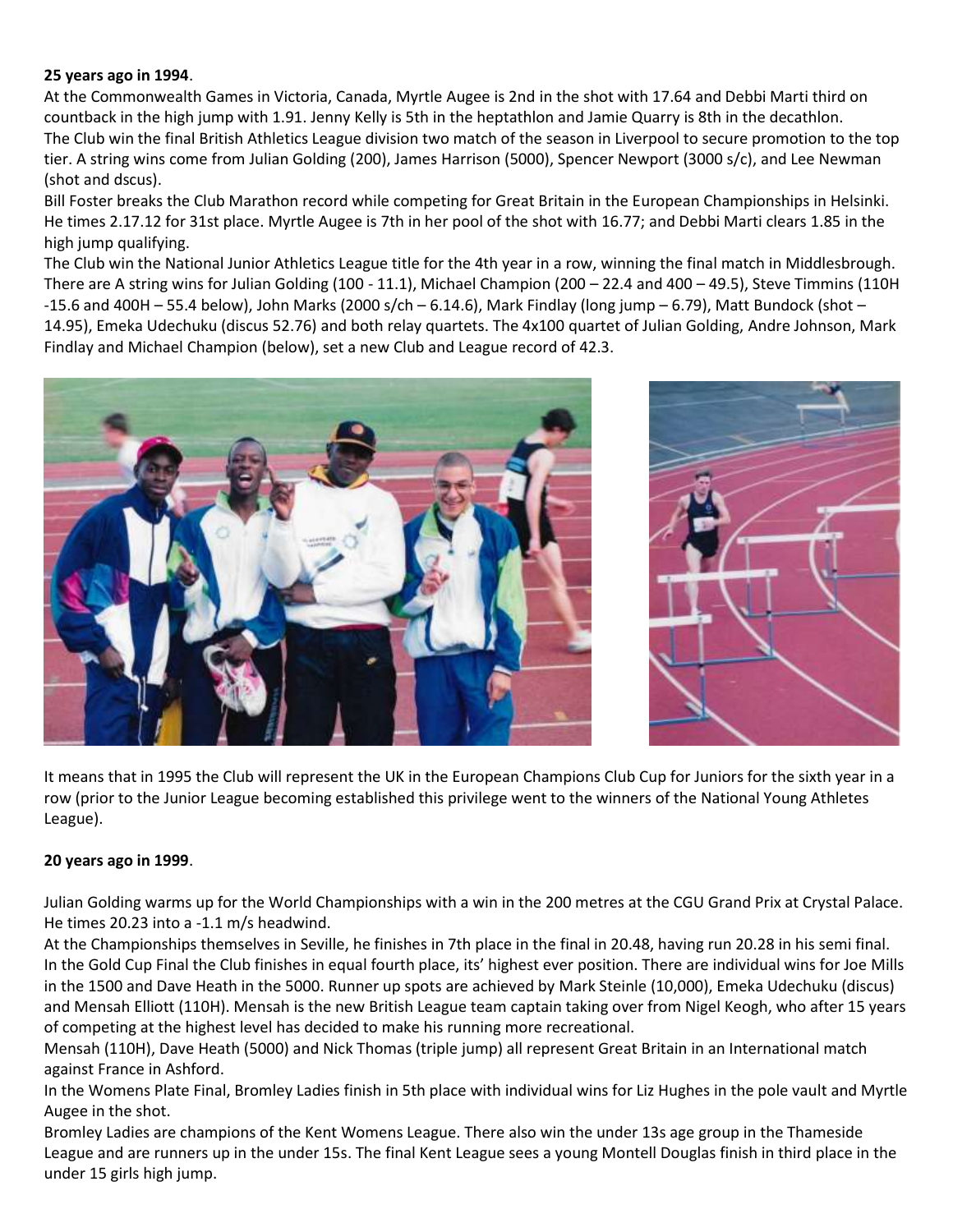**25 years ago in 1994**.

At the Commonwealth Games in Victoria, Canada, Myrtle Augee is 2nd in the shot with 17.64 and Debbi Marti third on countback in the high jump with 1.91. Jenny Kelly is 5th in the heptathlon and Jamie Quarry is 8th in the decathlon.
The Club win the final British Athletics League division two match of the season in Liverpool to secure promotion to the top tier. A string wins come from Julian Golding (200), James Harrison (5000), Spencer Newport (3000 s/c), and Lee Newman (shot and dscus).
Bill Foster breaks the Club Marathon record while competing for Great Britain in the European Championships in Helsinki. He times 2.17.12 for 31st place. Myrtle Augee is 7th in her pool of the shot with 16.77; and Debbi Marti clears 1.85 in the high jump qualifying.
The Club win the National Junior Athletics League title for the 4th year in a row, winning the final match in Middlesbrough. There are A string wins for Julian Golding (100 - 11.1), Michael Champion (200 – 22.4 and 400 – 49.5), Steve Timmins (110H -15.6 and 400H – 55.4 below), John Marks (2000 s/ch – 6.14.6), Mark Findlay (long jump – 6.79), Matt Bundock (shot – 14.95), Emeka Udechuku (discus 52.76) and both relay quartets. The 4x100 quartet of Julian Golding, Andre Johnson, Mark Findlay and Michael Champion (below), set a new Club and League record of 42.3.

It means that in 1995 the Club will represent the UK in the European Champions Club Cup for Juniors for the sixth year in a row (prior to the Junior League becoming established this privilege went to the winners of the National Young Athletes League).

**20 years ago in 1999**.

Julian Golding warms up for the World Championships with a win in the 200 metres at the CGU Grand Prix at Crystal Palace. He times 20.23 into a -1.1 m/s headwind.
At the Championships themselves in Seville, he finishes in 7th place in the final in 20.48, having run 20.28 in his semi final.
In the Gold Cup Final the Club finishes in equal fourth place, its' highest ever position. There are individual wins for Joe Mills in the 1500 and Dave Heath in the 5000. Runner up spots are achieved by Mark Steinle (10,000), Emeka Udechuku (discus) and Mensah Elliott (110H). Mensah is the new British League team captain taking over from Nigel Keogh, who after 15 years of competing at the highest level has decided to make his running more recreational.
Mensah (110H), Dave Heath (5000) and Nick Thomas (triple jump) all represent Great Britain in an International match against France in Ashford.
In the Womens Plate Final, Bromley Ladies finish in 5th place with individual wins for Liz Hughes in the pole vault and Myrtle Augee in the shot.
Bromley Ladies are champions of the Kent Womens League. There also win the under 13s age group in the Thameside League and are runners up in the under 15s. The final Kent League sees a young Montell Douglas finish in third place in the under 15 girls high jump.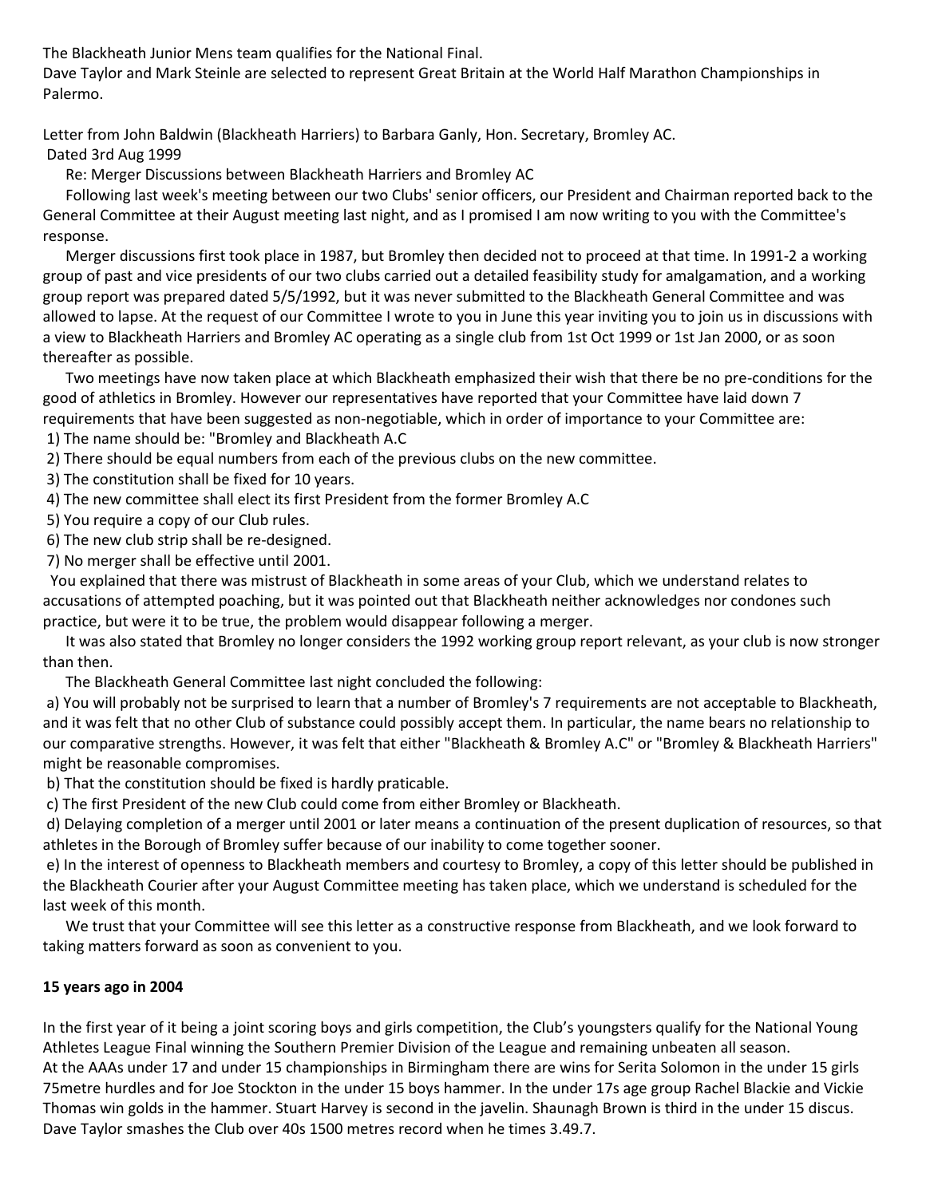The Blackheath Junior Mens team qualifies for the National Final.
Dave Taylor and Mark Steinle are selected to represent Great Britain at the World Half Marathon Championships in Palermo.

Letter from John Baldwin (Blackheath Harriers) to Barbara Ganly, Hon. Secretary, Bromley AC.
Dated 3rd Aug 1999

Re: Merger Discussions between Blackheath Harriers and Bromley AC

Following last week's meeting between our two Clubs' senior officers, our President and Chairman reported back to the General Committee at their August meeting last night, and as I promised I am now writing to you with the Committee's response.

Merger discussions first took place in 1987, but Bromley then decided not to proceed at that time. In 1991-2 a working group of past and vice presidents of our two clubs carried out a detailed feasibility study for amalgamation, and a working group report was prepared dated 5/5/1992, but it was never submitted to the Blackheath General Committee and was allowed to lapse. At the request of our Committee I wrote to you in June this year inviting you to join us in discussions with a view to Blackheath Harriers and Bromley AC operating as a single club from 1st Oct 1999 or 1st Jan 2000, or as soon thereafter as possible.

Two meetings have now taken place at which Blackheath emphasized their wish that there be no pre-conditions for the good of athletics in Bromley. However our representatives have reported that your Committee have laid down 7 requirements that have been suggested as non-negotiable, which in order of importance to your Committee are:

1) The name should be: "Bromley and Blackheath A.C
2) There should be equal numbers from each of the previous clubs on the new committee.
3) The constitution shall be fixed for 10 years.
4) The new committee shall elect its first President from the former Bromley A.C
5) You require a copy of our Club rules.
6) The new club strip shall be re-designed.
7) No merger shall be effective until 2001.

You explained that there was mistrust of Blackheath in some areas of your Club, which we understand relates to accusations of attempted poaching, but it was pointed out that Blackheath neither acknowledges nor condones such practice, but were it to be true, the problem would disappear following a merger.

It was also stated that Bromley no longer considers the 1992 working group report relevant, as your club is now stronger than then.

The Blackheath General Committee last night concluded the following:

a) You will probably not be surprised to learn that a number of Bromley's 7 requirements are not acceptable to Blackheath, and it was felt that no other Club of substance could possibly accept them. In particular, the name bears no relationship to our comparative strengths. However, it was felt that either "Blackheath & Bromley A.C" or "Bromley & Blackheath Harriers" might be reasonable compromises.
b) That the constitution should be fixed is hardly praticable.
c) The first President of the new Club could come from either Bromley or Blackheath.
d) Delaying completion of a merger until 2001 or later means a continuation of the present duplication of resources, so that athletes in the Borough of Bromley suffer because of our inability to come together sooner.
e) In the interest of openness to Blackheath members and courtesy to Bromley, a copy of this letter should be published in the Blackheath Courier after your August Committee meeting has taken place, which we understand is scheduled for the last week of this month.

We trust that your Committee will see this letter as a constructive response from Blackheath, and we look forward to taking matters forward as soon as convenient to you.

**15 years ago in 2004**

In the first year of it being a joint scoring boys and girls competition, the Club's youngsters qualify for the National Young Athletes League Final winning the Southern Premier Division of the League and remaining unbeaten all season.
At the AAAs under 17 and under 15 championships in Birmingham there are wins for Serita Solomon in the under 15 girls 75metre hurdles and for Joe Stockton in the under 15 boys hammer. In the under 17s age group Rachel Blackie and Vickie Thomas win golds in the hammer. Stuart Harvey is second in the javelin. Shaunagh Brown is third in the under 15 discus.
Dave Taylor smashes the Club over 40s 1500 metres record when he times 3.49.7.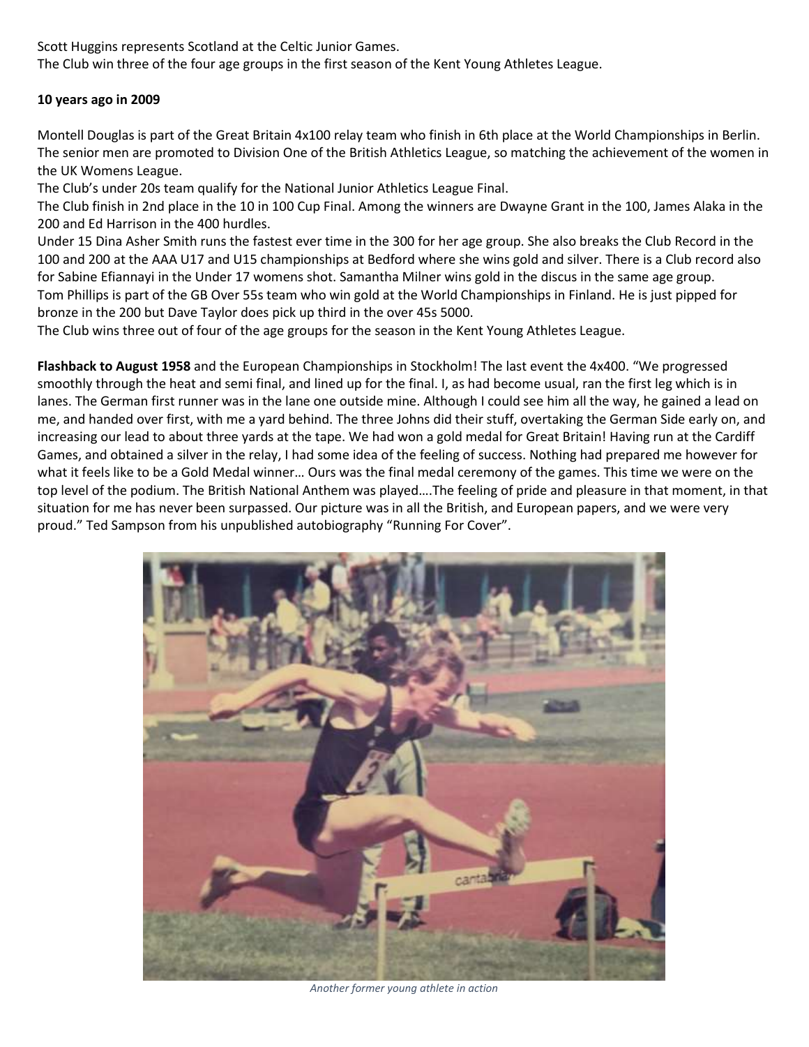Scott Huggins represents Scotland at the Celtic Junior Games.
The Club win three of the four age groups in the first season of the Kent Young Athletes League.

**10 years ago in 2009**

Montell Douglas is part of the Great Britain 4x100 relay team who finish in 6th place at the World Championships in Berlin. The senior men are promoted to Division One of the British Athletics League, so matching the achievement of the women in the UK Womens League.
The Club's under 20s team qualify for the National Junior Athletics League Final.
The Club finish in 2nd place in the 10 in 100 Cup Final. Among the winners are Dwayne Grant in the 100, James Alaka in the 200 and Ed Harrison in the 400 hurdles.
Under 15 Dina Asher Smith runs the fastest ever time in the 300 for her age group. She also breaks the Club Record in the 100 and 200 at the AAA U17 and U15 championships at Bedford where she wins gold and silver. There is a Club record also for Sabine Efiannayi in the Under 17 womens shot. Samantha Milner wins gold in the discus in the same age group.
Tom Phillips is part of the GB Over 55s team who win gold at the World Championships in Finland. He is just pipped for bronze in the 200 but Dave Taylor does pick up third in the over 45s 5000.
The Club wins three out of four of the age groups for the season in the Kent Young Athletes League.

**Flashback to August 1958** and the European Championships in Stockholm! The last event the 4x400. "We progressed smoothly through the heat and semi final, and lined up for the final. I, as had become usual, ran the first leg which is in lanes. The German first runner was in the lane one outside mine. Although I could see him all the way, he gained a lead on me, and handed over first, with me a yard behind. The three Johns did their stuff, overtaking the German Side early on, and increasing our lead to about three yards at the tape. We had won a gold medal for Great Britain! Having run at the Cardiff Games, and obtained a silver in the relay, I had some idea of the feeling of success. Nothing had prepared me however for what it feels like to be a Gold Medal winner… Ours was the final medal ceremony of the games. This time we were on the top level of the podium. The British National Anthem was played….The feeling of pride and pleasure in that moment, in that situation for me has never been surpassed. Our picture was in all the British, and European papers, and we were very proud." Ted Sampson from his unpublished autobiography "Running For Cover".

*Another former young athlete in action*